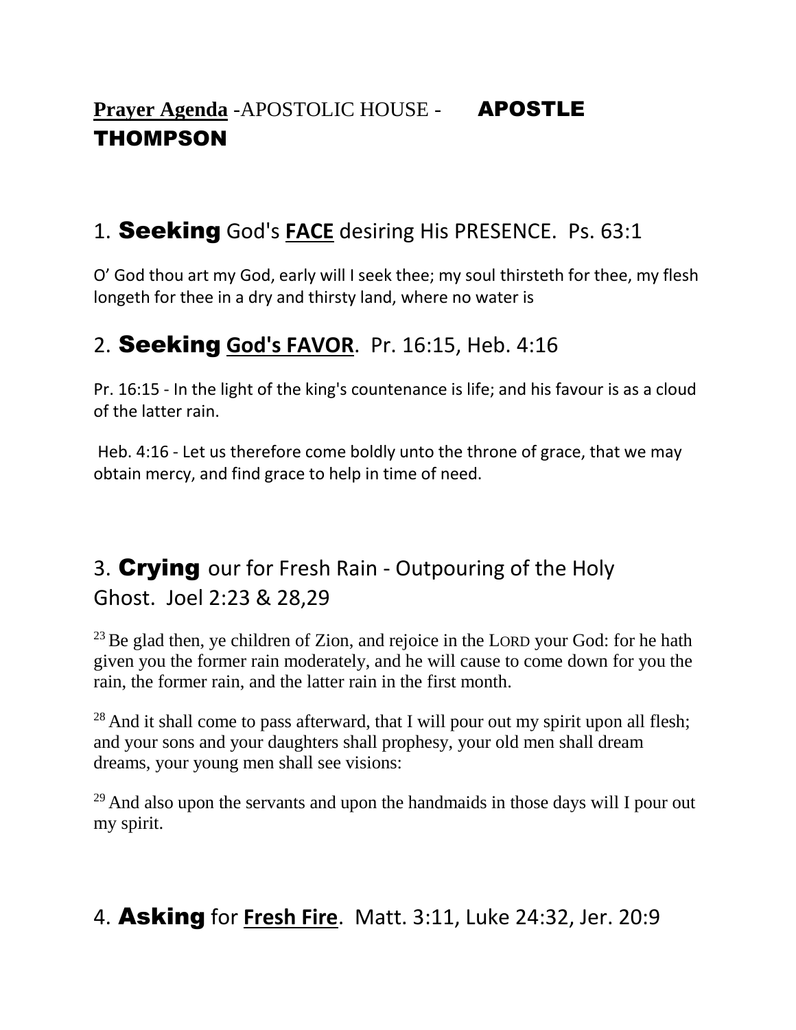**Prayer Agenda** -APOSTOLIC HOUSE - **APOSTLE THOMPSON**

## 1. **Seeking** God's **FACE** desiring His PRESENCE. Ps. 63:1

O' God thou art my God, early will I seek thee; my soul thirsteth for thee, my flesh longeth for thee in a dry and thirsty land, where no water is

## 2. **Seeking** **God's FAVOR**. Pr. 16:15, Heb. 4:16

Pr. 16:15 - In the light of the king's countenance is life; and his favour is as a cloud of the latter rain.

Heb. 4:16 - Let us therefore come boldly unto the throne of grace, that we may obtain mercy, and find grace to help in time of need.

## 3. **Crying** our for Fresh Rain - Outpouring of the Holy Ghost. Joel 2:23 & 28,29

[23] Be glad then, ye children of Zion, and rejoice in the LORD your God: for he hath given you the former rain moderately, and he will cause to come down for you the rain, the former rain, and the latter rain in the first month.

[28] And it shall come to pass afterward, that I will pour out my spirit upon all flesh; and your sons and your daughters shall prophesy, your old men shall dream dreams, your young men shall see visions:

[29] And also upon the servants and upon the handmaids in those days will I pour out my spirit.

## 4. **Asking** for **Fresh Fire**. Matt. 3:11, Luke 24:32, Jer. 20:9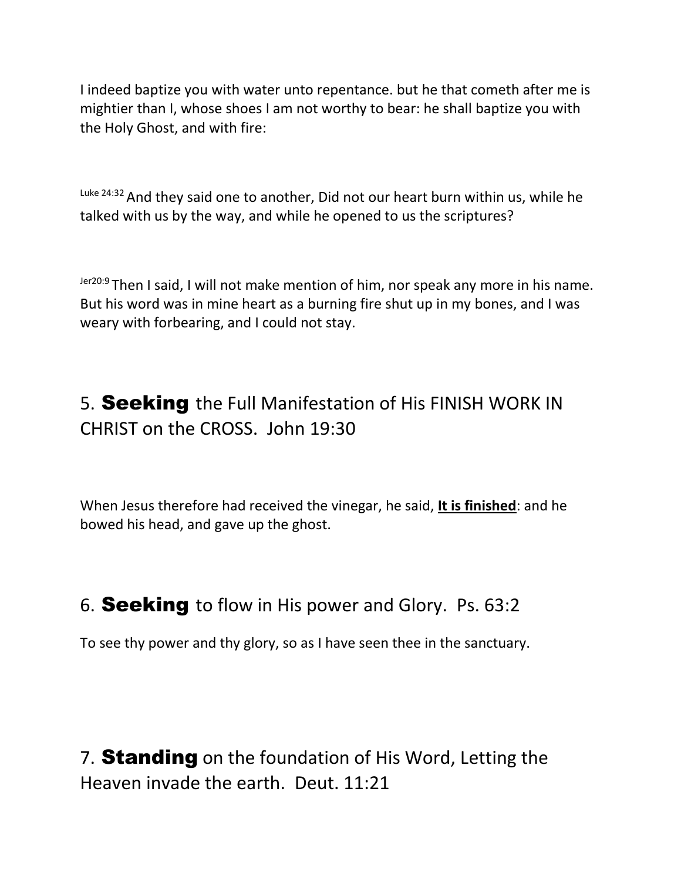I indeed baptize you with water unto repentance. but he that cometh after me is mightier than I, whose shoes I am not worthy to bear: he shall baptize you with the Holy Ghost, and with fire:

[Luke 24:32] And they said one to another, Did not our heart burn within us, while he talked with us by the way, and while he opened to us the scriptures?

[Jer20:9] Then I said, I will not make mention of him, nor speak any more in his name. But his word was in mine heart as a burning fire shut up in my bones, and I was weary with forbearing, and I could not stay.

## 5. **Seeking** the Full Manifestation of His FINISH WORK IN CHRIST on the CROSS. John 19:30

When Jesus therefore had received the vinegar, he said, **<u>It is finished</u>**: and he bowed his head, and gave up the ghost.

## 6. **Seeking** to flow in His power and Glory. Ps. 63:2

To see thy power and thy glory, so as I have seen thee in the sanctuary.

## 7. **Standing** on the foundation of His Word, Letting the Heaven invade the earth. Deut. 11:21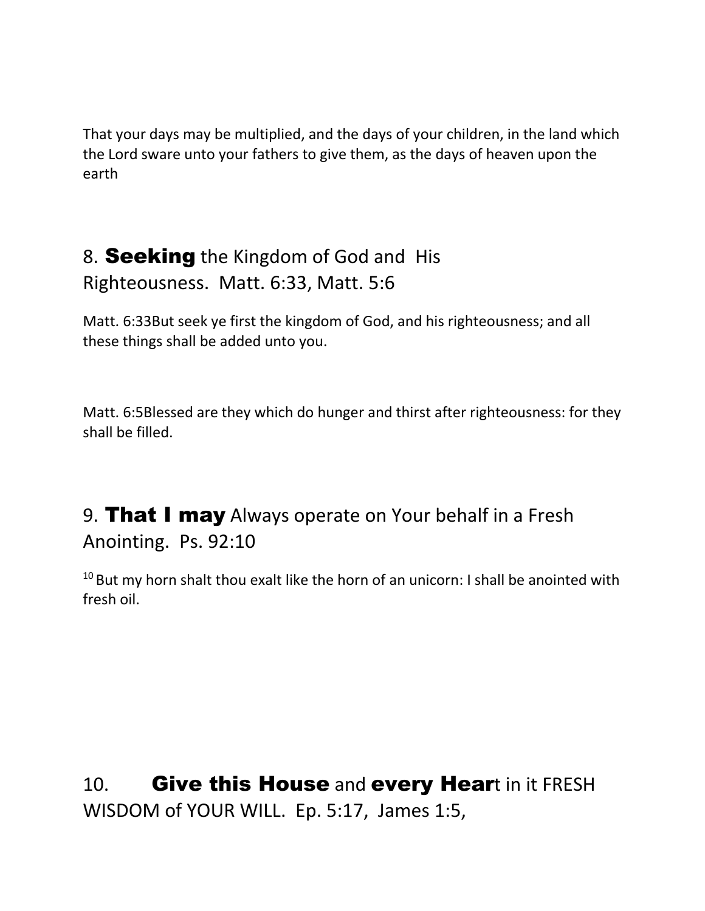That your days may be multiplied, and the days of your children, in the land which the Lord sware unto your fathers to give them, as the days of heaven upon the earth

## 8. **Seeking** the Kingdom of God and His Righteousness. Matt. 6:33, Matt. 5:6

Matt. 6:33But seek ye first the kingdom of God, and his righteousness; and all these things shall be added unto you.

Matt. 6:5Blessed are they which do hunger and thirst after righteousness: for they shall be filled.

## 9. **That I may** Always operate on Your behalf in a Fresh Anointing. Ps. 92:10

[10] But my horn shalt thou exalt like the horn of an unicorn: I shall be anointed with fresh oil.

## 10. **Give this House** and **every Hear**t in it FRESH WISDOM of YOUR WILL. Ep. 5:17, James 1:5,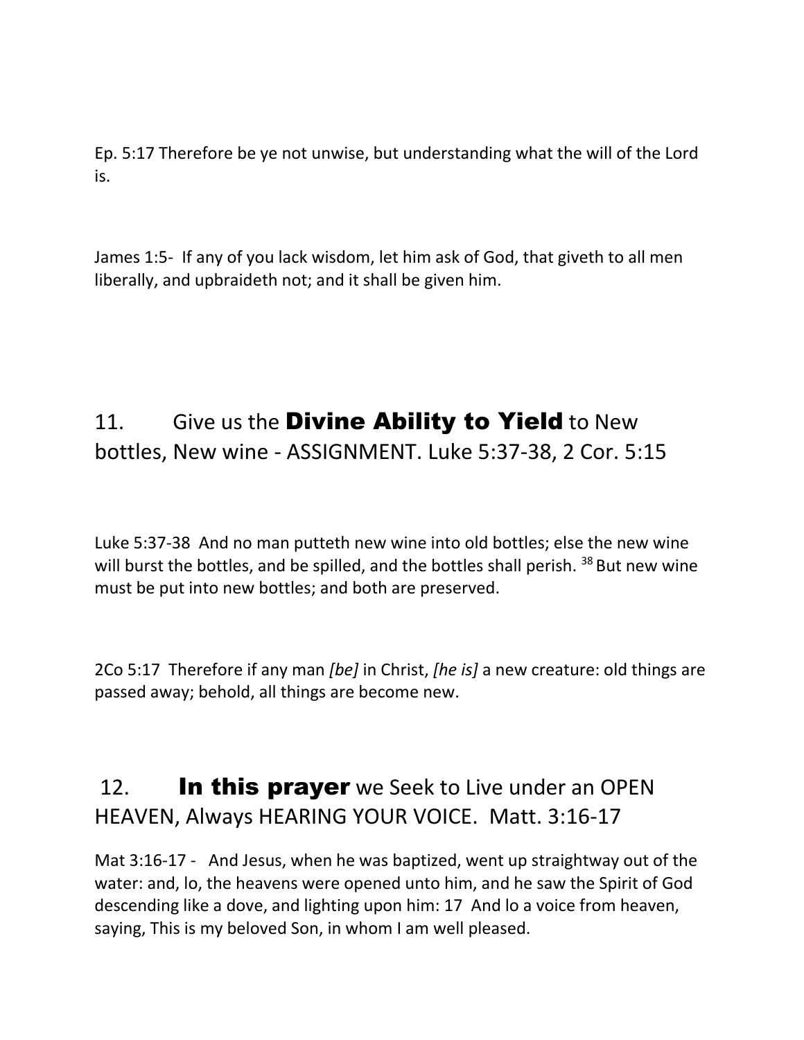Ep. 5:17 Therefore be ye not unwise, but understanding what the will of the Lord is.

James 1:5- If any of you lack wisdom, let him ask of God, that giveth to all men liberally, and upbraideth not; and it shall be given him.

## 11. Give us the **Divine Ability to Yield** to New bottles, New wine - ASSIGNMENT. Luke 5:37-38, 2 Cor. 5:15

Luke 5:37-38 And no man putteth new wine into old bottles; else the new wine will burst the bottles, and be spilled, and the bottles shall perish. [38] But new wine must be put into new bottles; and both are preserved.

2Co 5:17 Therefore if any man *[be]* in Christ, *[he is]* a new creature: old things are passed away; behold, all things are become new.

## 12. **In this prayer** we Seek to Live under an OPEN HEAVEN, Always HEARING YOUR VOICE. Matt. 3:16-17

Mat 3:16-17 - And Jesus, when he was baptized, went up straightway out of the water: and, lo, the heavens were opened unto him, and he saw the Spirit of God descending like a dove, and lighting upon him: 17 And lo a voice from heaven, saying, This is my beloved Son, in whom I am well pleased.